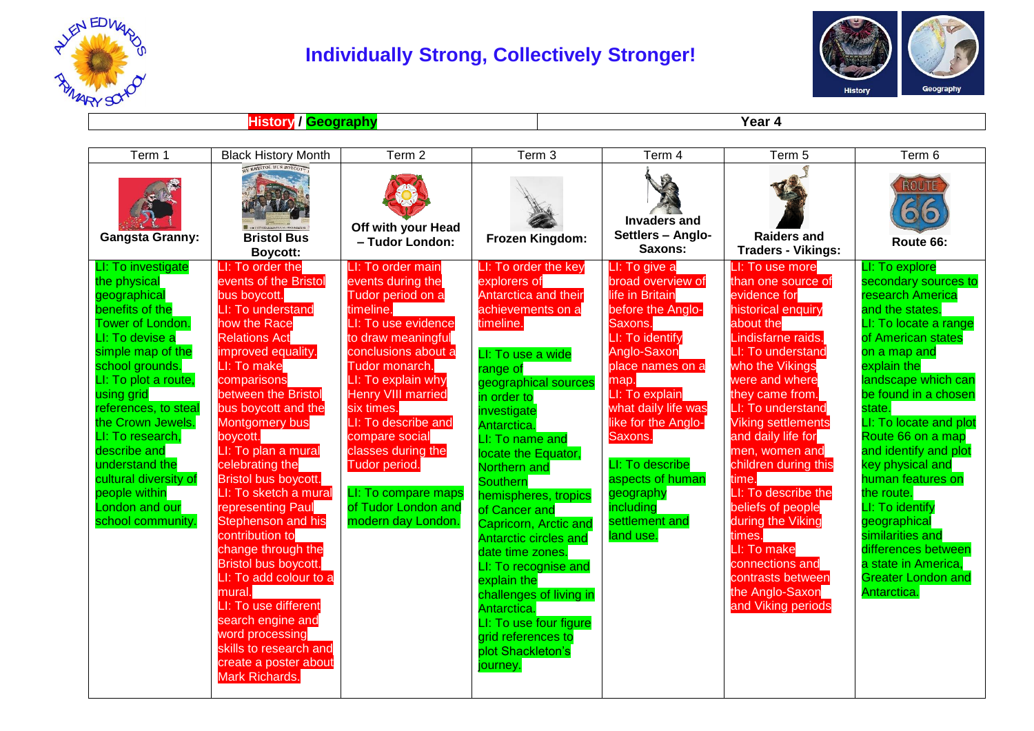# Individually Strong, Collectively Stronger!

| History / Geography | Year 4 |
|---|---|

| Term 1 | Black History Month | Term 2 | Term 3 | Term 4 | Term 5 | Term 6 |
|---|---|---|---|---|---|---|
| **Gangsta Granny:** | **Bristol Bus Boycott:** | **Off with your Head – Tudor London:** | **Frozen Kingdom:** | **Invaders and Settlers – Anglo-Saxons:** | **Raiders and Traders - Vikings:** | **Route 66:** |
| LI: To investigate the physical geographical benefits of the Tower of London.<br>LI: To devise a simple map of the school grounds.<br>LI: To plot a route, using grid references, to steal the Crown Jewels.<br>LI: To research, describe and understand the cultural diversity of people within London and our school community. | LI: To order the events of the Bristol bus boycott.<br>LI: To understand how the Race Relations Act improved equality.<br>LI: To make comparisons between the Bristol bus boycott and the Montgomery bus boycott.<br>LI: To plan a mural celebrating the Bristol bus boycott.<br>LI: To sketch a mural representing Paul Stephenson and his contribution to change through the Bristol bus boycott.<br>LI: To add colour to a mural.<br>LI: To use different search engine and word processing skills to research and create a poster about Mark Richards. | LI: To order main events during the Tudor period on a timeline.<br>LI: To use evidence to draw meaningful conclusions about a Tudor monarch.<br>LI: To explain why Henry VIII married six times.<br>LI: To describe and compare social classes during the Tudor period.<br><br>LI: To compare maps of Tudor London and modern day London. | LI: To order the key explorers of Antarctica and their achievements on a timeline.<br><br>LI: To use a wide range of geographical sources in order to investigate Antarctica.<br>LI: To name and locate the Equator, Northern and Southern hemispheres, tropics of Cancer and Capricorn, Arctic and Antarctic circles and date time zones.<br>LI: To recognise and explain the challenges of living in Antarctica.<br>LI: To use four figure grid references to plot Shackleton's journey. | LI: To give a broad overview of life in Britain before the Anglo-Saxons.<br>LI: To identify Anglo-Saxon place names on a map.<br>LI: To explain what daily life was like for the Anglo-Saxons.<br><br>LI: To describe aspects of human geography including settlement and land use. | LI: To use more than one source of evidence for historical enquiry about the Lindisfarne raids.<br>LI: To understand who the Vikings were and where they came from.<br>LI: To understand Viking settlements and daily life for men, women and children during this time.<br>LI: To describe the beliefs of people during the Viking times.<br>LI: To make connections and contrasts between the Anglo-Saxon and Viking periods | LI: To explore secondary sources to research America and the states.<br>LI: To locate a range of American states on a map and explain the landscape which can be found in a chosen state.<br>LI: To locate and plot Route 66 on a map and plot key physical and human features on the route.<br>LI: To identify geographical similarities and differences between a state in America, Greater London and Antarctica. |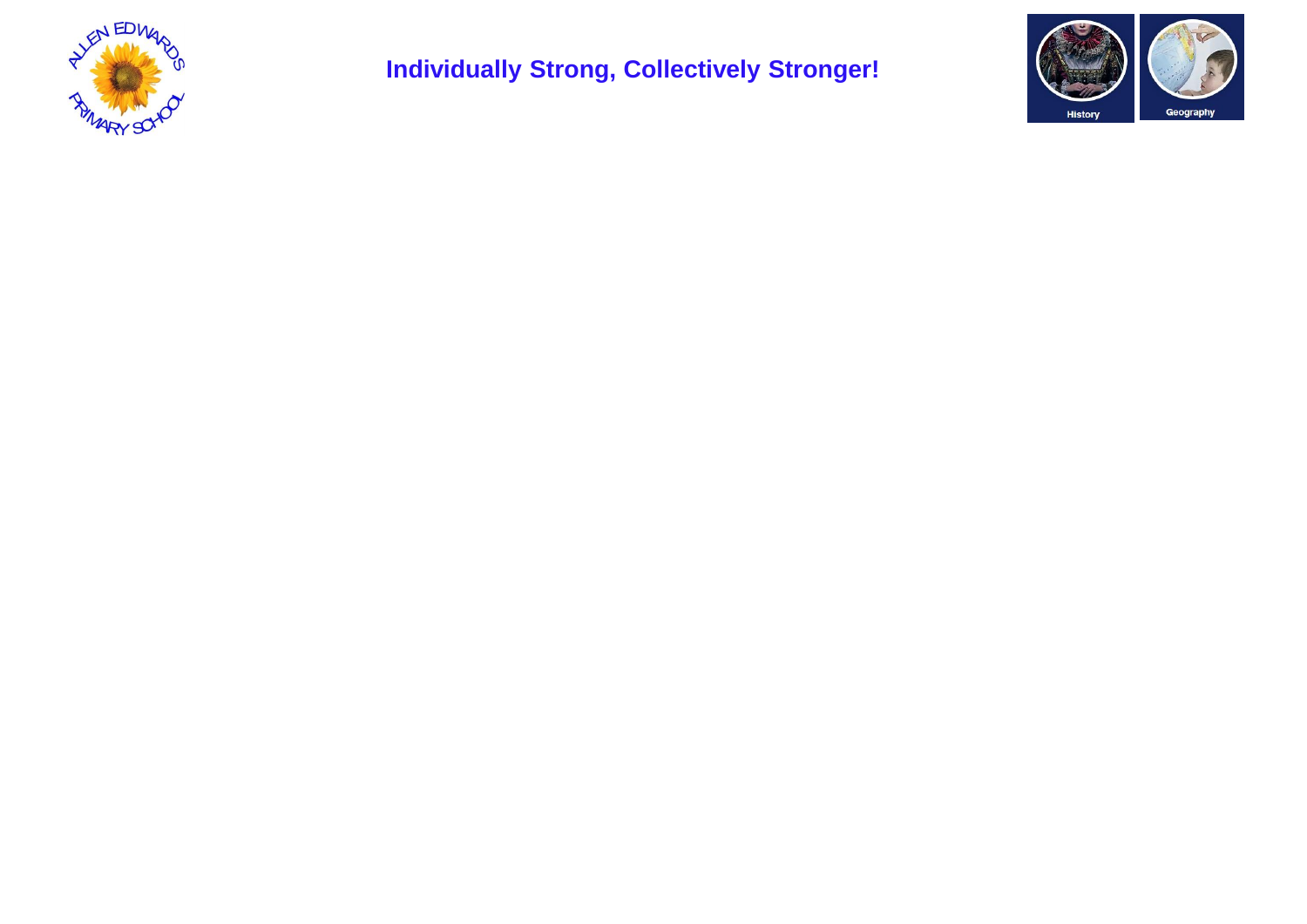**Individually Strong, Collectively Stronger!**